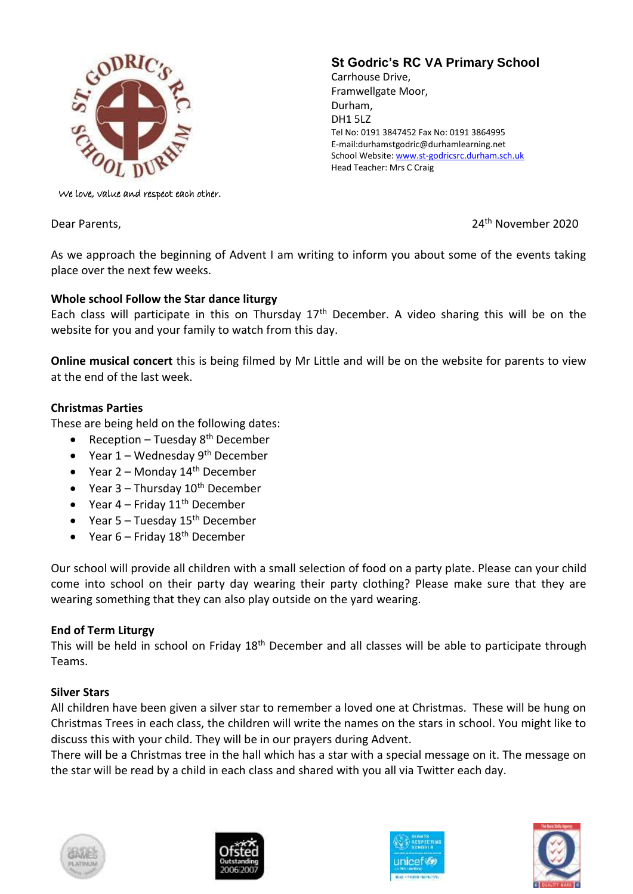**St Godric's RC VA Primary School**
Carrhouse Drive,
Framwellgate Moor,
Durham,
DH1 5LZ
Tel No: 0191 3847452 Fax No: 0191 3864995
E-mail:durhamstgodric@durhamlearning.net
School Website: www.st-godricsrc.durham.sch.uk
Head Teacher: Mrs C Craig

*We love, value and respect each other.*

Dear Parents,

24th November 2020

As we approach the beginning of Advent I am writing to inform you about some of the events taking place over the next few weeks.

**Whole school Follow the Star dance liturgy**
Each class will participate in this on Thursday 17th December. A video sharing this will be on the website for you and your family to watch from this day.

**Online musical concert** this is being filmed by Mr Little and will be on the website for parents to view at the end of the last week.

**Christmas Parties**
These are being held on the following dates:

- Reception – Tuesday 8th December
- Year 1 – Wednesday 9th December
- Year 2 – Monday 14th December
- Year 3 – Thursday 10th December
- Year 4 – Friday 11th December
- Year 5 – Tuesday 15th December
- Year 6 – Friday 18th December

Our school will provide all children with a small selection of food on a party plate. Please can your child come into school on their party day wearing their party clothing? Please make sure that they are wearing something that they can also play outside on the yard wearing.

**End of Term Liturgy**
This will be held in school on Friday 18th December and all classes will be able to participate through Teams.

**Silver Stars**
All children have been given a silver star to remember a loved one at Christmas. These will be hung on Christmas Trees in each class, the children will write the names on the stars in school. You might like to discuss this with your child. They will be in our prayers during Advent.
There will be a Christmas tree in the hall which has a star with a special message on it. The message on the star will be read by a child in each class and shared with you all via Twitter each day.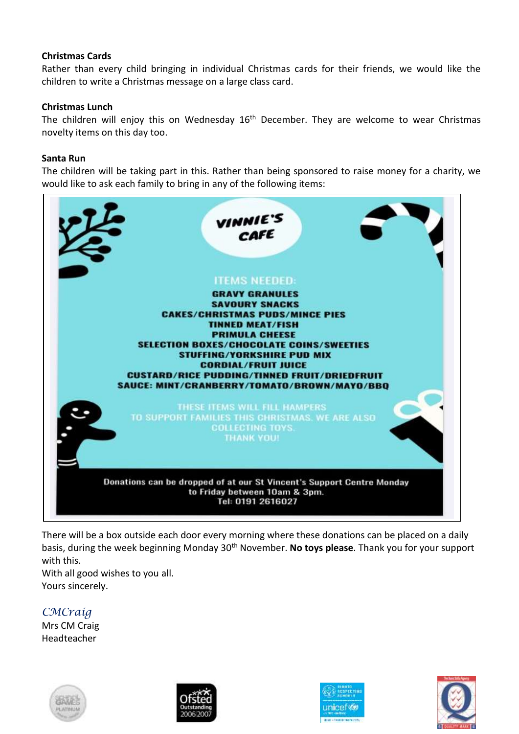**Christmas Cards**
Rather than every child bringing in individual Christmas cards for their friends, we would like the children to write a Christmas message on a large class card.

**Christmas Lunch**
The children will enjoy this on Wednesday 16th December. They are welcome to wear Christmas novelty items on this day too.

**Santa Run**
The children will be taking part in this. Rather than being sponsored to raise money for a charity, we would like to ask each family to bring in any of the following items:

VINNIE'S CAFE

ITEMS NEEDED:

GRAVY GRANULES
SAVOURY SNACKS
CAKES/CHRISTMAS PUDS/MINCE PIES
TINNED MEAT/FISH
PRIMULA CHEESE
SELECTION BOXES/CHOCOLATE COINS/SWEETIES
STUFFING/YORKSHIRE PUD MIX
CORDIAL/FRUIT JUICE
CUSTARD/RICE PUDDING/TINNED FRUIT/DRIEDFRUIT
SAUCE: MINT/CRANBERRY/TOMATO/BROWN/MAYO/BBQ

THESE ITEMS WILL FILL HAMPERS TO SUPPORT FAMILIES THIS CHRISTMAS. WE ARE ALSO COLLECTING TOYS. THANK YOU!

Donations can be dropped of at our St Vincent's Support Centre Monday to Friday between 10am & 3pm.
Tel: 0191 2616027

There will be a box outside each door every morning where these donations can be placed on a daily basis, during the week beginning Monday 30th November. **No toys please**. Thank you for your support with this.

With all good wishes to you all.

Yours sincerely.

*CMCraig*

Mrs CM Craig
Headteacher